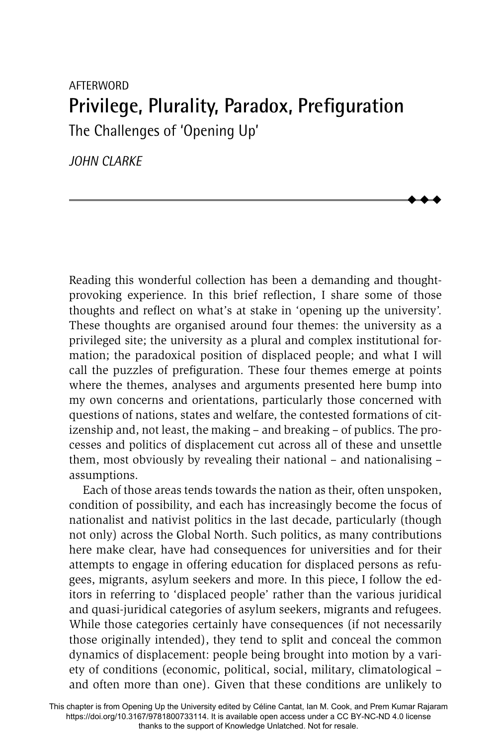AFTERWORD

# Privilege, Plurality, Paradox, Prefiguration

## The Challenges of 'Opening Up'

*JOHN CLARKE*

Reading this wonderful collection has been a demanding and thought-provoking experience. In this brief reflection, I share some of those thoughts and reflect on what's at stake in 'opening up the university'. These thoughts are organised around four themes: the university as a privileged site; the university as a plural and complex institutional formation; the paradoxical position of displaced people; and what I will call the puzzles of prefiguration. These four themes emerge at points where the themes, analyses and arguments presented here bump into my own concerns and orientations, particularly those concerned with questions of nations, states and welfare, the contested formations of citizenship and, not least, the making – and breaking – of publics. The processes and politics of displacement cut across all of these and unsettle them, most obviously by revealing their national – and nationalising – assumptions.

Each of those areas tends towards the nation as their, often unspoken, condition of possibility, and each has increasingly become the focus of nationalist and nativist politics in the last decade, particularly (though not only) across the Global North. Such politics, as many contributions here make clear, have had consequences for universities and for their attempts to engage in offering education for displaced persons as refugees, migrants, asylum seekers and more. In this piece, I follow the editors in referring to 'displaced people' rather than the various juridical and quasi-juridical categories of asylum seekers, migrants and refugees. While those categories certainly have consequences (if not necessarily those originally intended), they tend to split and conceal the common dynamics of displacement: people being brought into motion by a variety of conditions (economic, political, social, military, climatological – and often more than one). Given that these conditions are unlikely to

This chapter is from Opening Up the University edited by Céline Cantat, Ian M. Cook, and Prem Kumar Rajaram https://doi.org/10.3167/9781800733114. It is available open access under a CC BY-NC-ND 4.0 license thanks to the support of Knowledge Unlatched. Not for resale.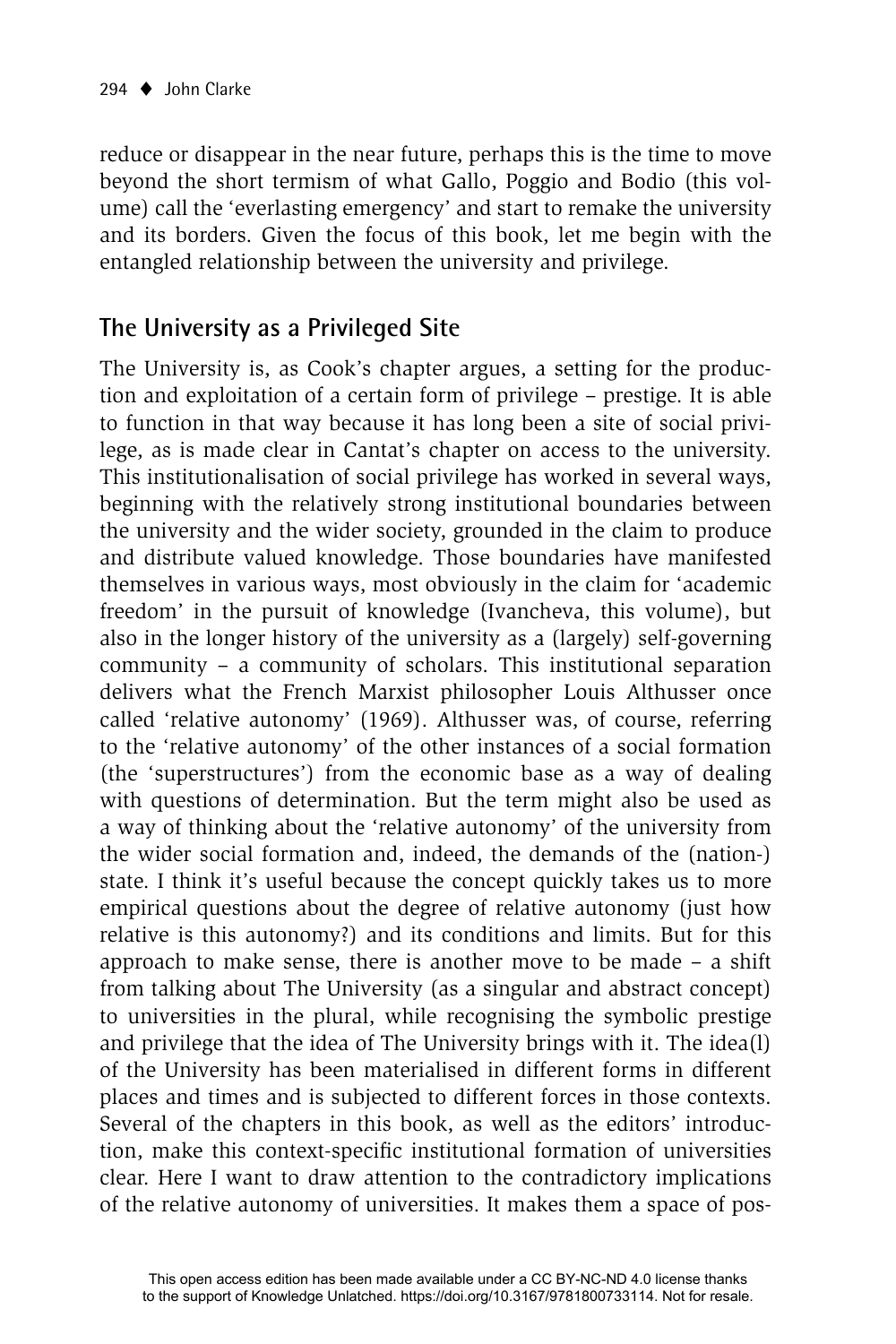reduce or disappear in the near future, perhaps this is the time to move beyond the short termism of what Gallo, Poggio and Bodio (this volume) call the 'everlasting emergency' and start to remake the university and its borders. Given the focus of this book, let me begin with the entangled relationship between the university and privilege.

## The University as a Privileged Site

The University is, as Cook's chapter argues, a setting for the production and exploitation of a certain form of privilege – prestige. It is able to function in that way because it has long been a site of social privilege, as is made clear in Cantat's chapter on access to the university. This institutionalisation of social privilege has worked in several ways, beginning with the relatively strong institutional boundaries between the university and the wider society, grounded in the claim to produce and distribute valued knowledge. Those boundaries have manifested themselves in various ways, most obviously in the claim for 'academic freedom' in the pursuit of knowledge (Ivancheva, this volume), but also in the longer history of the university as a (largely) self-governing community – a community of scholars. This institutional separation delivers what the French Marxist philosopher Louis Althusser once called 'relative autonomy' (1969). Althusser was, of course, referring to the 'relative autonomy' of the other instances of a social formation (the 'superstructures') from the economic base as a way of dealing with questions of determination. But the term might also be used as a way of thinking about the 'relative autonomy' of the university from the wider social formation and, indeed, the demands of the (nation-)state. I think it's useful because the concept quickly takes us to more empirical questions about the degree of relative autonomy (just how relative is this autonomy?) and its conditions and limits. But for this approach to make sense, there is another move to be made – a shift from talking about The University (as a singular and abstract concept) to universities in the plural, while recognising the symbolic prestige and privilege that the idea of The University brings with it. The idea(l) of the University has been materialised in different forms in different places and times and is subjected to different forces in those contexts. Several of the chapters in this book, as well as the editors' introduction, make this context-specific institutional formation of universities clear. Here I want to draw attention to the contradictory implications of the relative autonomy of universities. It makes them a space of pos-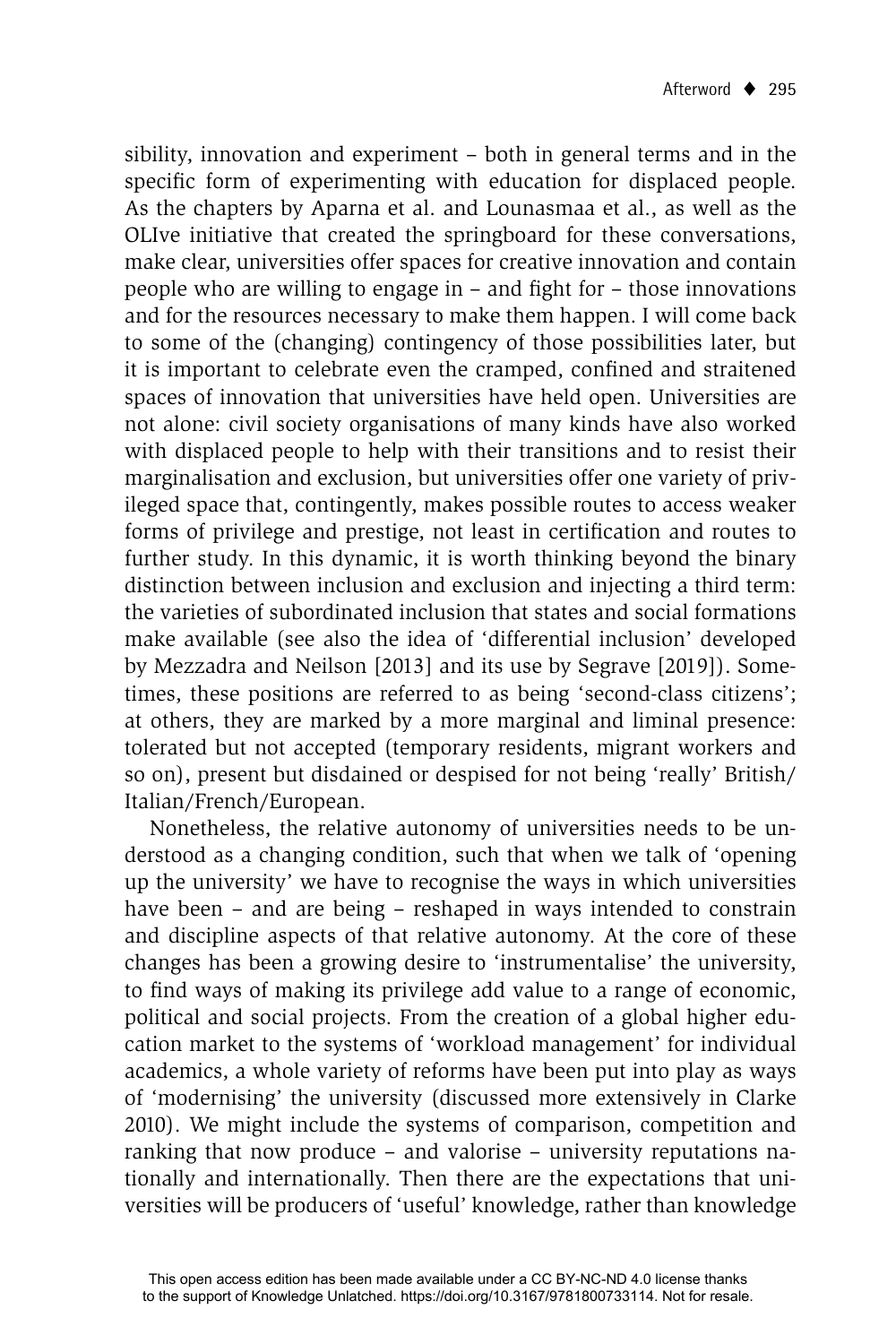sibility, innovation and experiment – both in general terms and in the specific form of experimenting with education for displaced people. As the chapters by Aparna et al. and Lounasmaa et al., as well as the OLIve initiative that created the springboard for these conversations, make clear, universities offer spaces for creative innovation and contain people who are willing to engage in – and fight for – those innovations and for the resources necessary to make them happen. I will come back to some of the (changing) contingency of those possibilities later, but it is important to celebrate even the cramped, confined and straitened spaces of innovation that universities have held open. Universities are not alone: civil society organisations of many kinds have also worked with displaced people to help with their transitions and to resist their marginalisation and exclusion, but universities offer one variety of privileged space that, contingently, makes possible routes to access weaker forms of privilege and prestige, not least in certification and routes to further study. In this dynamic, it is worth thinking beyond the binary distinction between inclusion and exclusion and injecting a third term: the varieties of subordinated inclusion that states and social formations make available (see also the idea of 'differential inclusion' developed by Mezzadra and Neilson [2013] and its use by Segrave [2019]). Sometimes, these positions are referred to as being 'second-class citizens'; at others, they are marked by a more marginal and liminal presence: tolerated but not accepted (temporary residents, migrant workers and so on), present but disdained or despised for not being 'really' British/Italian/French/European.

Nonetheless, the relative autonomy of universities needs to be understood as a changing condition, such that when we talk of 'opening up the university' we have to recognise the ways in which universities have been – and are being – reshaped in ways intended to constrain and discipline aspects of that relative autonomy. At the core of these changes has been a growing desire to 'instrumentalise' the university, to find ways of making its privilege add value to a range of economic, political and social projects. From the creation of a global higher education market to the systems of 'workload management' for individual academics, a whole variety of reforms have been put into play as ways of 'modernising' the university (discussed more extensively in Clarke 2010). We might include the systems of comparison, competition and ranking that now produce – and valorise – university reputations nationally and internationally. Then there are the expectations that universities will be producers of 'useful' knowledge, rather than knowledge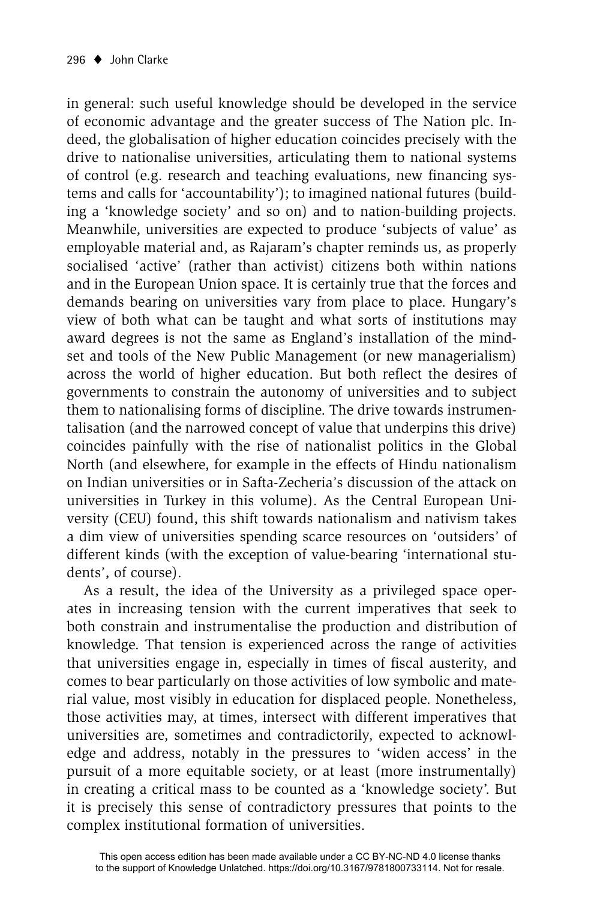in general: such useful knowledge should be developed in the service of economic advantage and the greater success of The Nation plc. Indeed, the globalisation of higher education coincides precisely with the drive to nationalise universities, articulating them to national systems of control (e.g. research and teaching evaluations, new financing systems and calls for 'accountability'); to imagined national futures (building a 'knowledge society' and so on) and to nation-building projects. Meanwhile, universities are expected to produce 'subjects of value' as employable material and, as Rajaram's chapter reminds us, as properly socialised 'active' (rather than activist) citizens both within nations and in the European Union space. It is certainly true that the forces and demands bearing on universities vary from place to place. Hungary's view of both what can be taught and what sorts of institutions may award degrees is not the same as England's installation of the mindset and tools of the New Public Management (or new managerialism) across the world of higher education. But both reflect the desires of governments to constrain the autonomy of universities and to subject them to nationalising forms of discipline. The drive towards instrumentalisation (and the narrowed concept of value that underpins this drive) coincides painfully with the rise of nationalist politics in the Global North (and elsewhere, for example in the effects of Hindu nationalism on Indian universities or in Safta-Zecheria's discussion of the attack on universities in Turkey in this volume). As the Central European University (CEU) found, this shift towards nationalism and nativism takes a dim view of universities spending scarce resources on 'outsiders' of different kinds (with the exception of value-bearing 'international students', of course).

As a result, the idea of the University as a privileged space operates in increasing tension with the current imperatives that seek to both constrain and instrumentalise the production and distribution of knowledge. That tension is experienced across the range of activities that universities engage in, especially in times of fiscal austerity, and comes to bear particularly on those activities of low symbolic and material value, most visibly in education for displaced people. Nonetheless, those activities may, at times, intersect with different imperatives that universities are, sometimes and contradictorily, expected to acknowledge and address, notably in the pressures to 'widen access' in the pursuit of a more equitable society, or at least (more instrumentally) in creating a critical mass to be counted as a 'knowledge society'. But it is precisely this sense of contradictory pressures that points to the complex institutional formation of universities.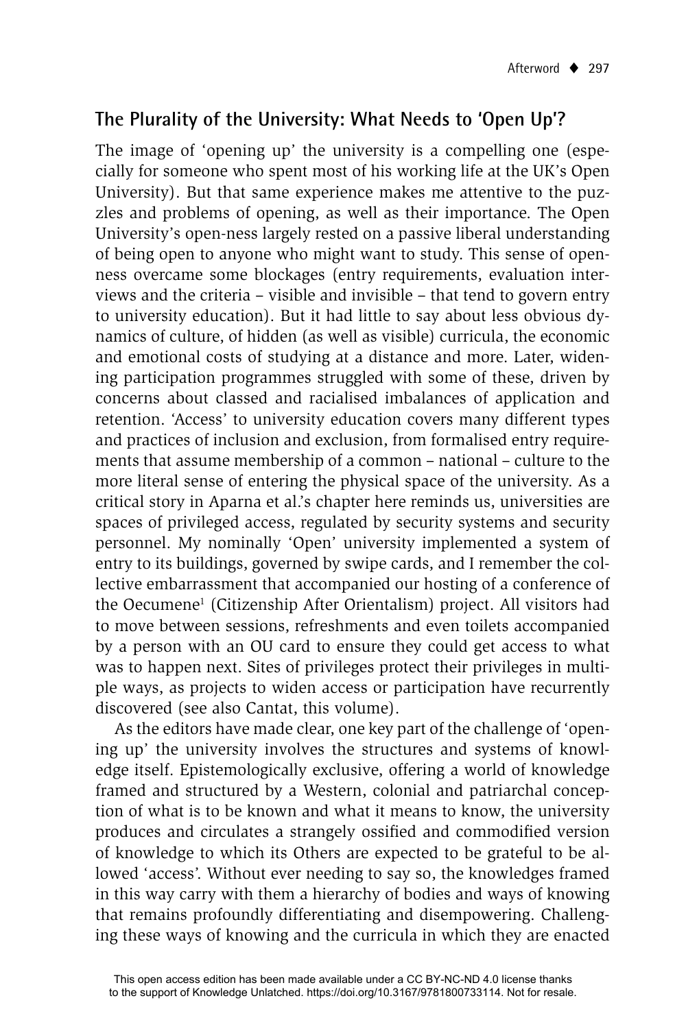## The Plurality of the University: What Needs to 'Open Up'?

The image of 'opening up' the university is a compelling one (especially for someone who spent most of his working life at the UK's Open University). But that same experience makes me attentive to the puzzles and problems of opening, as well as their importance. The Open University's open-ness largely rested on a passive liberal understanding of being open to anyone who might want to study. This sense of openness overcame some blockages (entry requirements, evaluation interviews and the criteria – visible and invisible – that tend to govern entry to university education). But it had little to say about less obvious dynamics of culture, of hidden (as well as visible) curricula, the economic and emotional costs of studying at a distance and more. Later, widening participation programmes struggled with some of these, driven by concerns about classed and racialised imbalances of application and retention. 'Access' to university education covers many different types and practices of inclusion and exclusion, from formalised entry requirements that assume membership of a common – national – culture to the more literal sense of entering the physical space of the university. As a critical story in Aparna et al.'s chapter here reminds us, universities are spaces of privileged access, regulated by security systems and security personnel. My nominally 'Open' university implemented a system of entry to its buildings, governed by swipe cards, and I remember the collective embarrassment that accompanied our hosting of a conference of the Oecumene[1] (Citizenship After Orientalism) project. All visitors had to move between sessions, refreshments and even toilets accompanied by a person with an OU card to ensure they could get access to what was to happen next. Sites of privileges protect their privileges in multiple ways, as projects to widen access or participation have recurrently discovered (see also Cantat, this volume).

As the editors have made clear, one key part of the challenge of 'opening up' the university involves the structures and systems of knowledge itself. Epistemologically exclusive, offering a world of knowledge framed and structured by a Western, colonial and patriarchal conception of what is to be known and what it means to know, the university produces and circulates a strangely ossified and commodified version of knowledge to which its Others are expected to be grateful to be allowed 'access'. Without ever needing to say so, the knowledges framed in this way carry with them a hierarchy of bodies and ways of knowing that remains profoundly differentiating and disempowering. Challenging these ways of knowing and the curricula in which they are enacted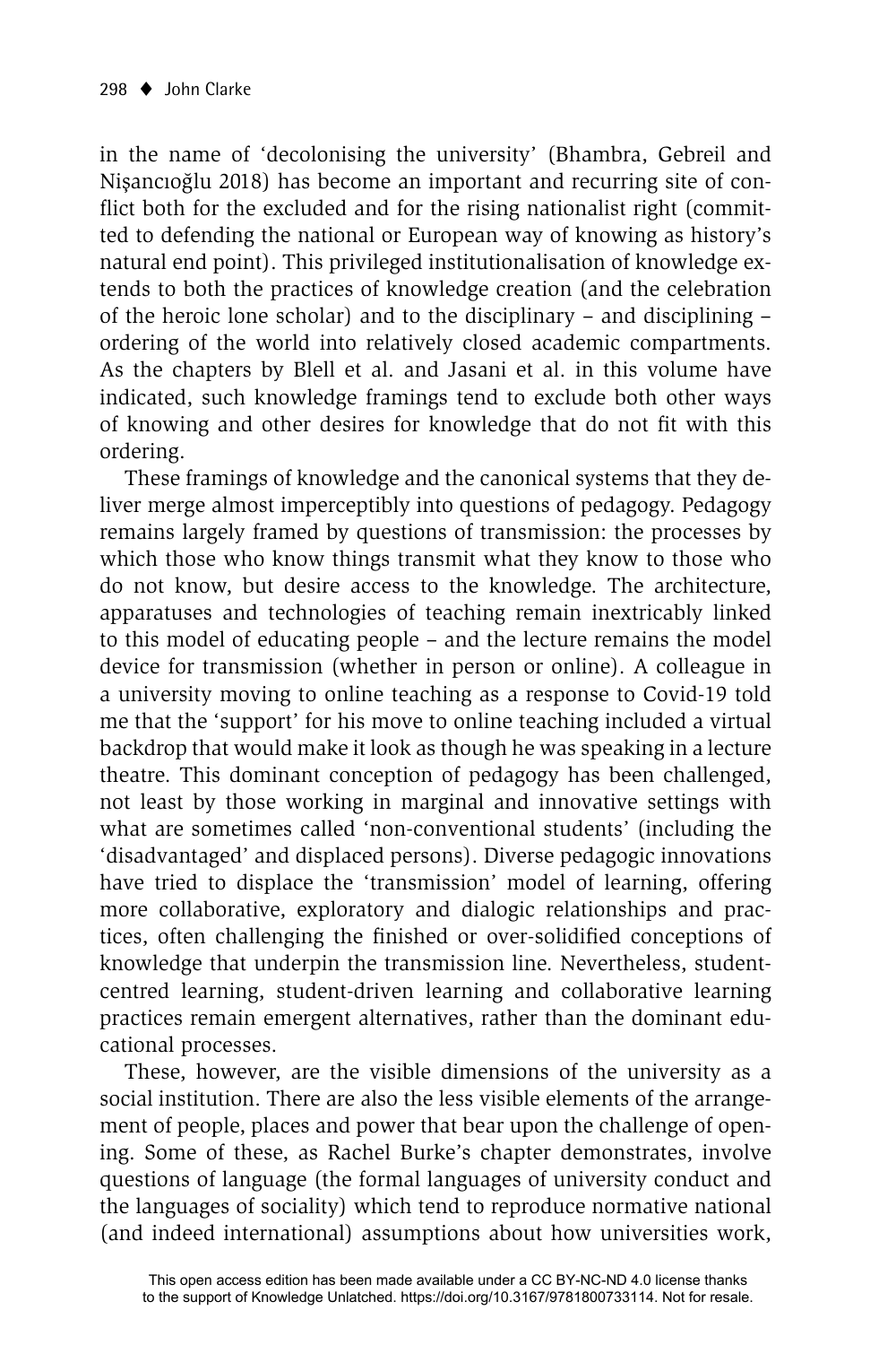in the name of 'decolonising the university' (Bhambra, Gebreil and Nişancıoğlu 2018) has become an important and recurring site of conflict both for the excluded and for the rising nationalist right (committed to defending the national or European way of knowing as history's natural end point). This privileged institutionalisation of knowledge extends to both the practices of knowledge creation (and the celebration of the heroic lone scholar) and to the disciplinary – and disciplining – ordering of the world into relatively closed academic compartments. As the chapters by Blell et al. and Jasani et al. in this volume have indicated, such knowledge framings tend to exclude both other ways of knowing and other desires for knowledge that do not fit with this ordering.

These framings of knowledge and the canonical systems that they deliver merge almost imperceptibly into questions of pedagogy. Pedagogy remains largely framed by questions of transmission: the processes by which those who know things transmit what they know to those who do not know, but desire access to the knowledge. The architecture, apparatuses and technologies of teaching remain inextricably linked to this model of educating people – and the lecture remains the model device for transmission (whether in person or online). A colleague in a university moving to online teaching as a response to Covid-19 told me that the 'support' for his move to online teaching included a virtual backdrop that would make it look as though he was speaking in a lecture theatre. This dominant conception of pedagogy has been challenged, not least by those working in marginal and innovative settings with what are sometimes called 'non-conventional students' (including the 'disadvantaged' and displaced persons). Diverse pedagogic innovations have tried to displace the 'transmission' model of learning, offering more collaborative, exploratory and dialogic relationships and practices, often challenging the finished or over-solidified conceptions of knowledge that underpin the transmission line. Nevertheless, student-centred learning, student-driven learning and collaborative learning practices remain emergent alternatives, rather than the dominant educational processes.

These, however, are the visible dimensions of the university as a social institution. There are also the less visible elements of the arrangement of people, places and power that bear upon the challenge of opening. Some of these, as Rachel Burke's chapter demonstrates, involve questions of language (the formal languages of university conduct and the languages of sociality) which tend to reproduce normative national (and indeed international) assumptions about how universities work,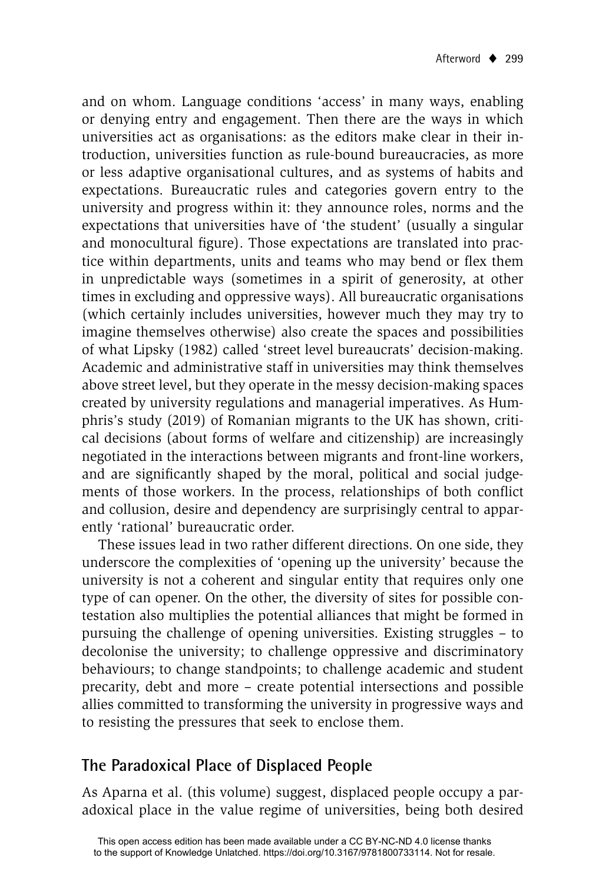and on whom. Language conditions 'access' in many ways, enabling or denying entry and engagement. Then there are the ways in which universities act as organisations: as the editors make clear in their introduction, universities function as rule-bound bureaucracies, as more or less adaptive organisational cultures, and as systems of habits and expectations. Bureaucratic rules and categories govern entry to the university and progress within it: they announce roles, norms and the expectations that universities have of 'the student' (usually a singular and monocultural figure). Those expectations are translated into practice within departments, units and teams who may bend or flex them in unpredictable ways (sometimes in a spirit of generosity, at other times in excluding and oppressive ways). All bureaucratic organisations (which certainly includes universities, however much they may try to imagine themselves otherwise) also create the spaces and possibilities of what Lipsky (1982) called 'street level bureaucrats' decision-making. Academic and administrative staff in universities may think themselves above street level, but they operate in the messy decision-making spaces created by university regulations and managerial imperatives. As Humphris's study (2019) of Romanian migrants to the UK has shown, critical decisions (about forms of welfare and citizenship) are increasingly negotiated in the interactions between migrants and front-line workers, and are significantly shaped by the moral, political and social judgements of those workers. In the process, relationships of both conflict and collusion, desire and dependency are surprisingly central to apparently 'rational' bureaucratic order.

These issues lead in two rather different directions. On one side, they underscore the complexities of 'opening up the university' because the university is not a coherent and singular entity that requires only one type of can opener. On the other, the diversity of sites for possible contestation also multiplies the potential alliances that might be formed in pursuing the challenge of opening universities. Existing struggles – to decolonise the university; to challenge oppressive and discriminatory behaviours; to change standpoints; to challenge academic and student precarity, debt and more – create potential intersections and possible allies committed to transforming the university in progressive ways and to resisting the pressures that seek to enclose them.

## The Paradoxical Place of Displaced People

As Aparna et al. (this volume) suggest, displaced people occupy a paradoxical place in the value regime of universities, being both desired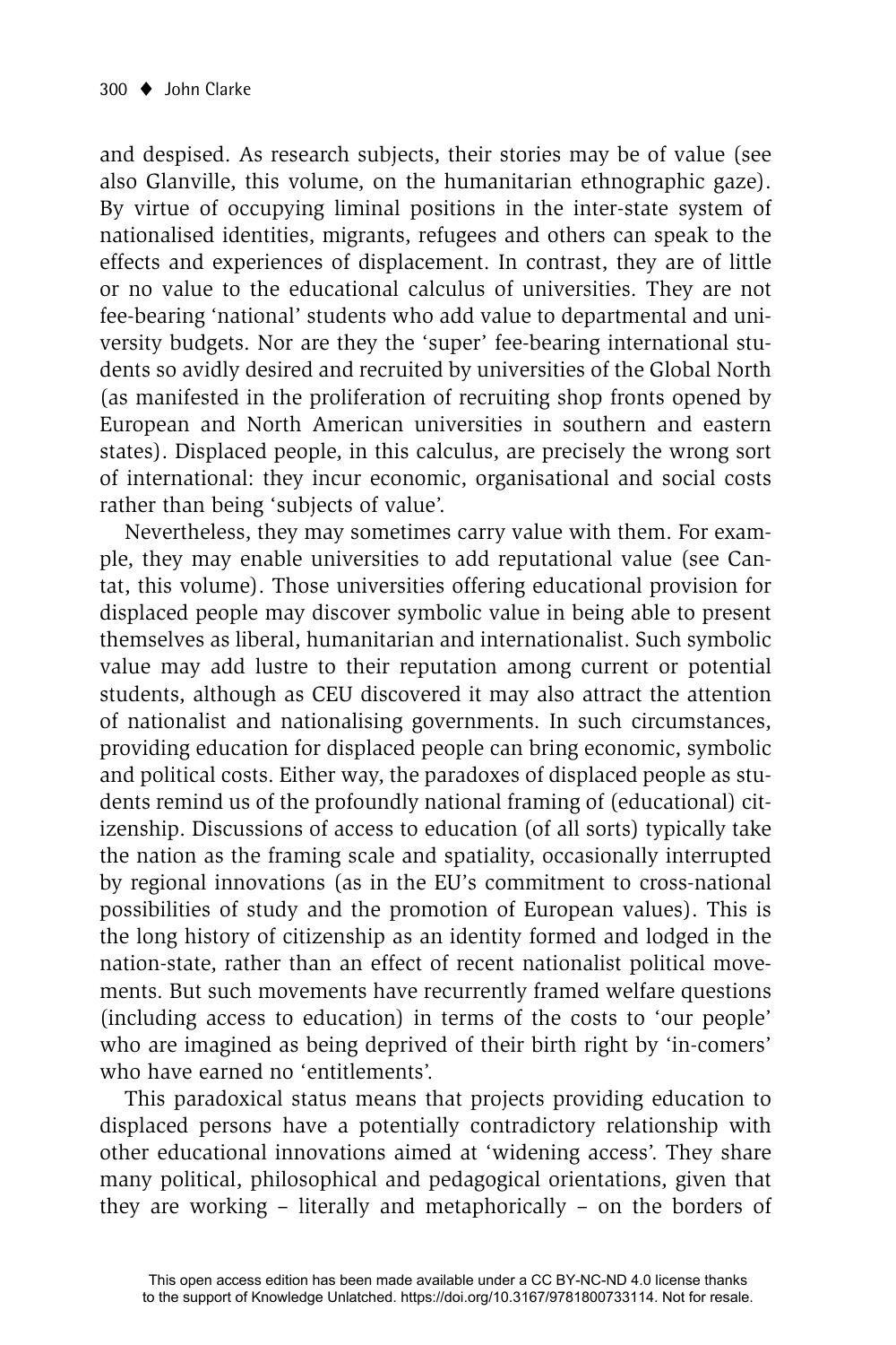and despised. As research subjects, their stories may be of value (see also Glanville, this volume, on the humanitarian ethnographic gaze). By virtue of occupying liminal positions in the inter-state system of nationalised identities, migrants, refugees and others can speak to the effects and experiences of displacement. In contrast, they are of little or no value to the educational calculus of universities. They are not fee-bearing 'national' students who add value to departmental and university budgets. Nor are they the 'super' fee-bearing international students so avidly desired and recruited by universities of the Global North (as manifested in the proliferation of recruiting shop fronts opened by European and North American universities in southern and eastern states). Displaced people, in this calculus, are precisely the wrong sort of international: they incur economic, organisational and social costs rather than being 'subjects of value'.

Nevertheless, they may sometimes carry value with them. For example, they may enable universities to add reputational value (see Cantat, this volume). Those universities offering educational provision for displaced people may discover symbolic value in being able to present themselves as liberal, humanitarian and internationalist. Such symbolic value may add lustre to their reputation among current or potential students, although as CEU discovered it may also attract the attention of nationalist and nationalising governments. In such circumstances, providing education for displaced people can bring economic, symbolic and political costs. Either way, the paradoxes of displaced people as students remind us of the profoundly national framing of (educational) citizenship. Discussions of access to education (of all sorts) typically take the nation as the framing scale and spatiality, occasionally interrupted by regional innovations (as in the EU's commitment to cross-national possibilities of study and the promotion of European values). This is the long history of citizenship as an identity formed and lodged in the nation-state, rather than an effect of recent nationalist political movements. But such movements have recurrently framed welfare questions (including access to education) in terms of the costs to 'our people' who are imagined as being deprived of their birth right by 'in-comers' who have earned no 'entitlements'.

This paradoxical status means that projects providing education to displaced persons have a potentially contradictory relationship with other educational innovations aimed at 'widening access'. They share many political, philosophical and pedagogical orientations, given that they are working – literally and metaphorically – on the borders of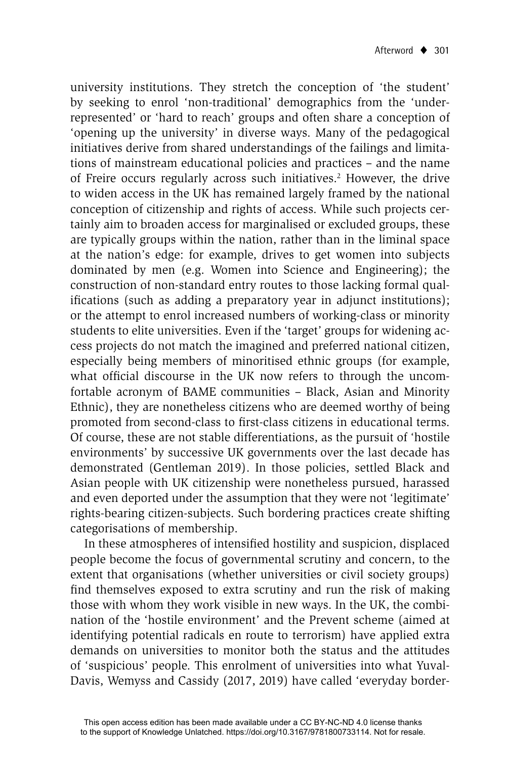university institutions. They stretch the conception of 'the student' by seeking to enrol 'non-traditional' demographics from the 'under-represented' or 'hard to reach' groups and often share a conception of 'opening up the university' in diverse ways. Many of the pedagogical initiatives derive from shared understandings of the failings and limitations of mainstream educational policies and practices – and the name of Freire occurs regularly across such initiatives.[2] However, the drive to widen access in the UK has remained largely framed by the national conception of citizenship and rights of access. While such projects certainly aim to broaden access for marginalised or excluded groups, these are typically groups within the nation, rather than in the liminal space at the nation's edge: for example, drives to get women into subjects dominated by men (e.g. Women into Science and Engineering); the construction of non-standard entry routes to those lacking formal qualifications (such as adding a preparatory year in adjunct institutions); or the attempt to enrol increased numbers of working-class or minority students to elite universities. Even if the 'target' groups for widening access projects do not match the imagined and preferred national citizen, especially being members of minoritised ethnic groups (for example, what official discourse in the UK now refers to through the uncomfortable acronym of BAME communities – Black, Asian and Minority Ethnic), they are nonetheless citizens who are deemed worthy of being promoted from second-class to first-class citizens in educational terms. Of course, these are not stable differentiations, as the pursuit of 'hostile environments' by successive UK governments over the last decade has demonstrated (Gentleman 2019). In those policies, settled Black and Asian people with UK citizenship were nonetheless pursued, harassed and even deported under the assumption that they were not 'legitimate' rights-bearing citizen-subjects. Such bordering practices create shifting categorisations of membership.

In these atmospheres of intensified hostility and suspicion, displaced people become the focus of governmental scrutiny and concern, to the extent that organisations (whether universities or civil society groups) find themselves exposed to extra scrutiny and run the risk of making those with whom they work visible in new ways. In the UK, the combination of the 'hostile environment' and the Prevent scheme (aimed at identifying potential radicals en route to terrorism) have applied extra demands on universities to monitor both the status and the attitudes of 'suspicious' people. This enrolment of universities into what Yuval-Davis, Wemyss and Cassidy (2017, 2019) have called 'everyday border-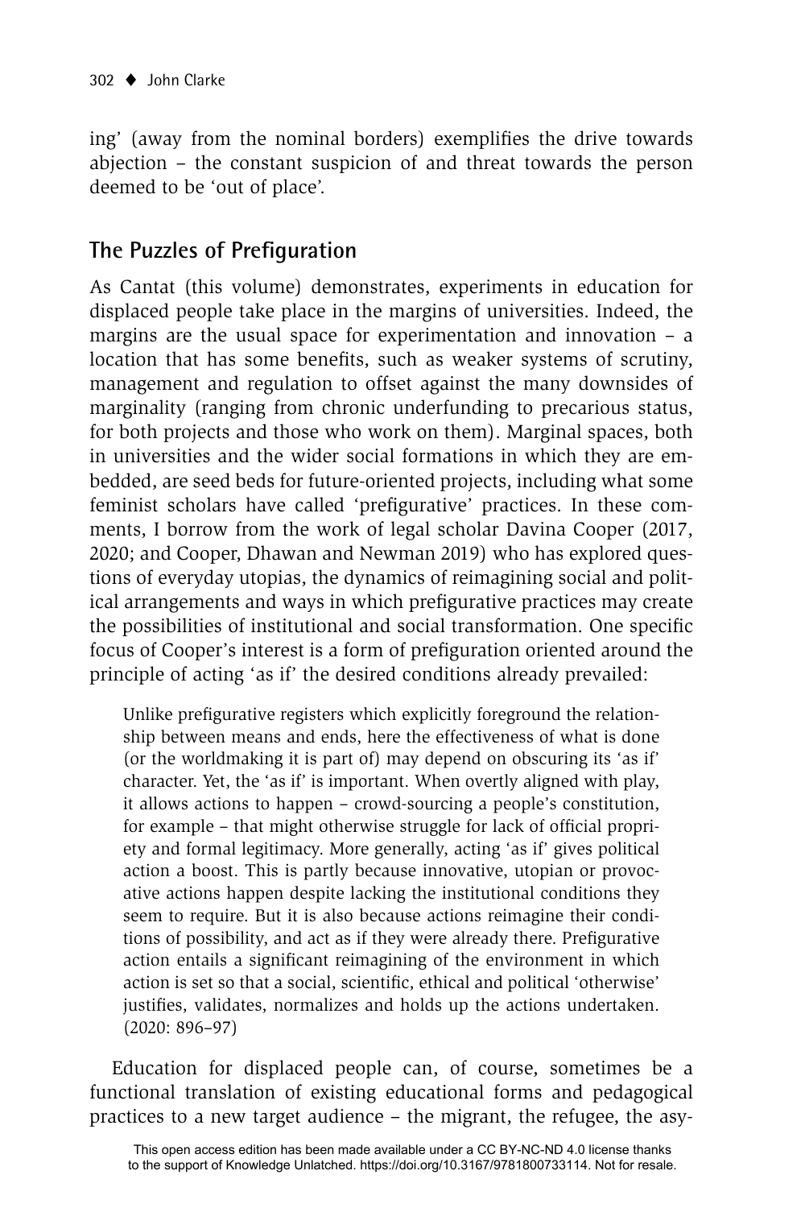ing' (away from the nominal borders) exemplifies the drive towards abjection – the constant suspicion of and threat towards the person deemed to be 'out of place'.

## The Puzzles of Prefiguration

As Cantat (this volume) demonstrates, experiments in education for displaced people take place in the margins of universities. Indeed, the margins are the usual space for experimentation and innovation – a location that has some benefits, such as weaker systems of scrutiny, management and regulation to offset against the many downsides of marginality (ranging from chronic underfunding to precarious status, for both projects and those who work on them). Marginal spaces, both in universities and the wider social formations in which they are embedded, are seed beds for future-oriented projects, including what some feminist scholars have called 'prefigurative' practices. In these comments, I borrow from the work of legal scholar Davina Cooper (2017, 2020; and Cooper, Dhawan and Newman 2019) who has explored questions of everyday utopias, the dynamics of reimagining social and political arrangements and ways in which prefigurative practices may create the possibilities of institutional and social transformation. One specific focus of Cooper's interest is a form of prefiguration oriented around the principle of acting 'as if' the desired conditions already prevailed:

> Unlike prefigurative registers which explicitly foreground the relationship between means and ends, here the effectiveness of what is done (or the worldmaking it is part of) may depend on obscuring its 'as if' character. Yet, the 'as if' is important. When overtly aligned with play, it allows actions to happen – crowd-sourcing a people's constitution, for example – that might otherwise struggle for lack of official propriety and formal legitimacy. More generally, acting 'as if' gives political action a boost. This is partly because innovative, utopian or provocative actions happen despite lacking the institutional conditions they seem to require. But it is also because actions reimagine their conditions of possibility, and act as if they were already there. Prefigurative action entails a significant reimagining of the environment in which action is set so that a social, scientific, ethical and political 'otherwise' justifies, validates, normalizes and holds up the actions undertaken. (2020: 896–97)

Education for displaced people can, of course, sometimes be a functional translation of existing educational forms and pedagogical practices to a new target audience – the migrant, the refugee, the asy-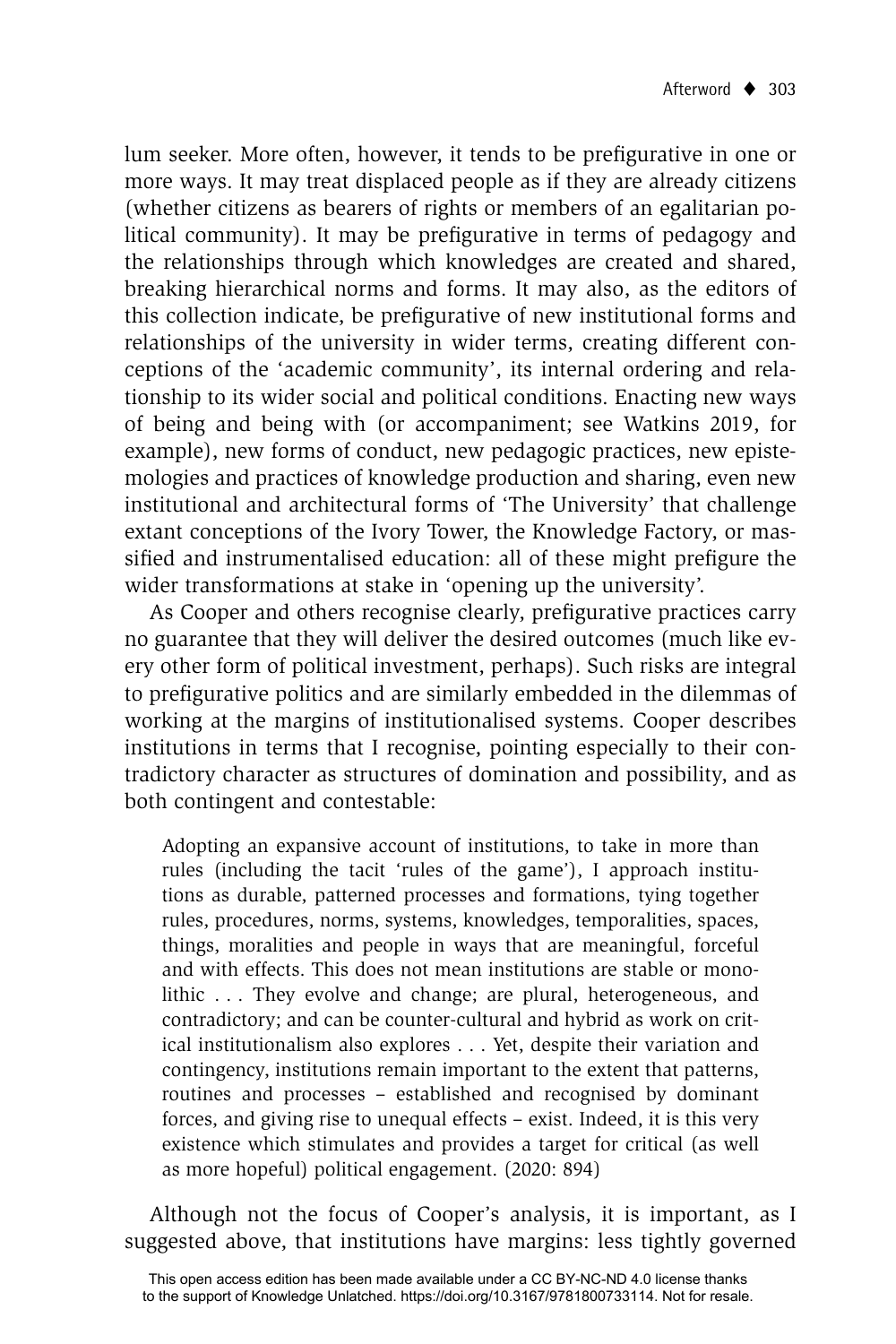lum seeker. More often, however, it tends to be prefigurative in one or more ways. It may treat displaced people as if they are already citizens (whether citizens as bearers of rights or members of an egalitarian political community). It may be prefigurative in terms of pedagogy and the relationships through which knowledges are created and shared, breaking hierarchical norms and forms. It may also, as the editors of this collection indicate, be prefigurative of new institutional forms and relationships of the university in wider terms, creating different conceptions of the 'academic community', its internal ordering and relationship to its wider social and political conditions. Enacting new ways of being and being with (or accompaniment; see Watkins 2019, for example), new forms of conduct, new pedagogic practices, new epistemologies and practices of knowledge production and sharing, even new institutional and architectural forms of 'The University' that challenge extant conceptions of the Ivory Tower, the Knowledge Factory, or massified and instrumentalised education: all of these might prefigure the wider transformations at stake in 'opening up the university'.

As Cooper and others recognise clearly, prefigurative practices carry no guarantee that they will deliver the desired outcomes (much like every other form of political investment, perhaps). Such risks are integral to prefigurative politics and are similarly embedded in the dilemmas of working at the margins of institutionalised systems. Cooper describes institutions in terms that I recognise, pointing especially to their contradictory character as structures of domination and possibility, and as both contingent and contestable:

> Adopting an expansive account of institutions, to take in more than rules (including the tacit 'rules of the game'), I approach institutions as durable, patterned processes and formations, tying together rules, procedures, norms, systems, knowledges, temporalities, spaces, things, moralities and people in ways that are meaningful, forceful and with effects. This does not mean institutions are stable or monolithic . . . They evolve and change; are plural, heterogeneous, and contradictory; and can be counter-cultural and hybrid as work on critical institutionalism also explores . . . Yet, despite their variation and contingency, institutions remain important to the extent that patterns, routines and processes – established and recognised by dominant forces, and giving rise to unequal effects – exist. Indeed, it is this very existence which stimulates and provides a target for critical (as well as more hopeful) political engagement. (2020: 894)

Although not the focus of Cooper's analysis, it is important, as I suggested above, that institutions have margins: less tightly governed

This open access edition has been made available under a CC BY-NC-ND 4.0 license thanks to the support of Knowledge Unlatched. https://doi.org/10.3167/9781800733114. Not for resale.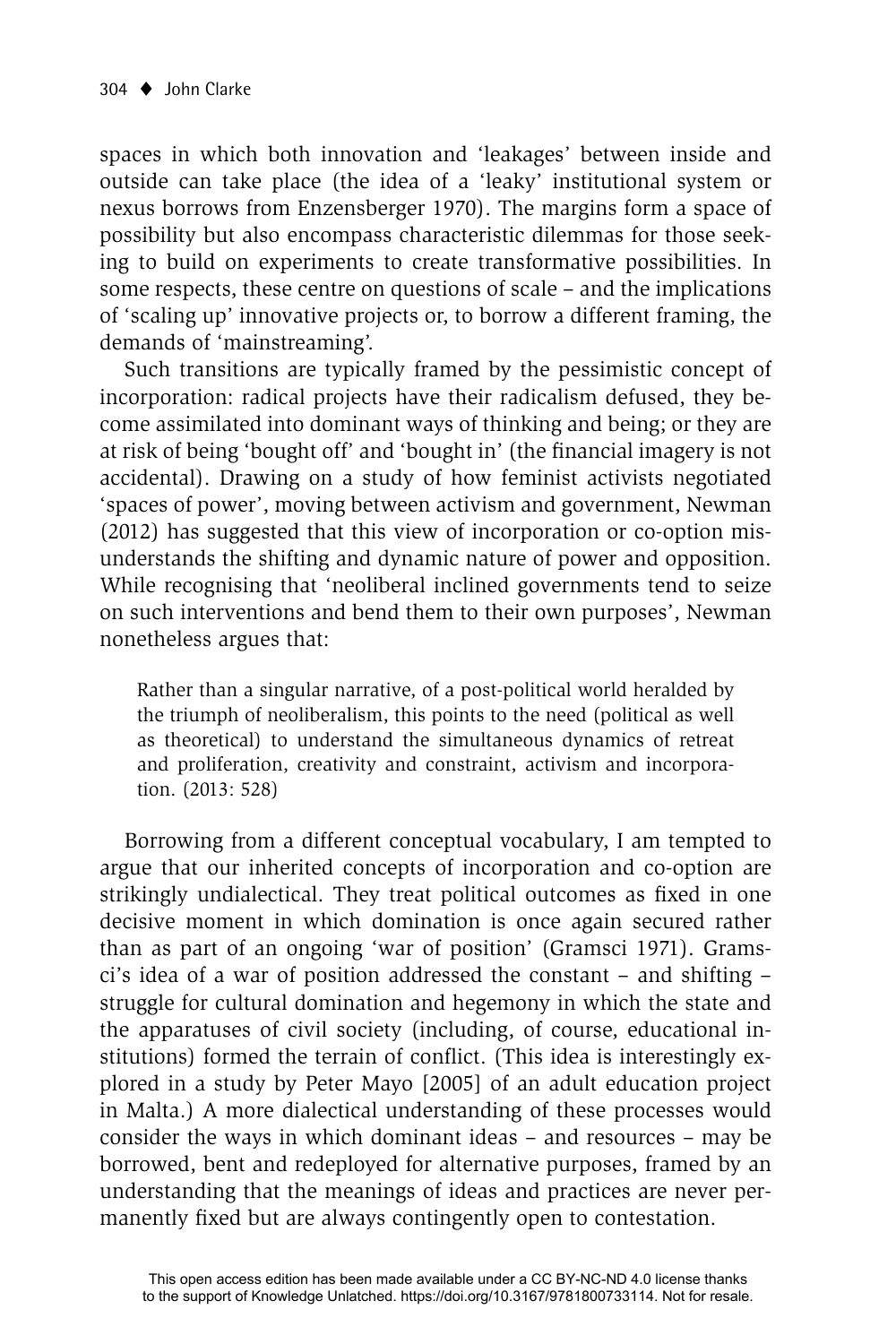spaces in which both innovation and 'leakages' between inside and outside can take place (the idea of a 'leaky' institutional system or nexus borrows from Enzensberger 1970). The margins form a space of possibility but also encompass characteristic dilemmas for those seeking to build on experiments to create transformative possibilities. In some respects, these centre on questions of scale – and the implications of 'scaling up' innovative projects or, to borrow a different framing, the demands of 'mainstreaming'.

Such transitions are typically framed by the pessimistic concept of incorporation: radical projects have their radicalism defused, they become assimilated into dominant ways of thinking and being; or they are at risk of being 'bought off' and 'bought in' (the financial imagery is not accidental). Drawing on a study of how feminist activists negotiated 'spaces of power', moving between activism and government, Newman (2012) has suggested that this view of incorporation or co-option misunderstands the shifting and dynamic nature of power and opposition. While recognising that 'neoliberal inclined governments tend to seize on such interventions and bend them to their own purposes', Newman nonetheless argues that:

> Rather than a singular narrative, of a post-political world heralded by the triumph of neoliberalism, this points to the need (political as well as theoretical) to understand the simultaneous dynamics of retreat and proliferation, creativity and constraint, activism and incorporation. (2013: 528)

Borrowing from a different conceptual vocabulary, I am tempted to argue that our inherited concepts of incorporation and co-option are strikingly undialectical. They treat political outcomes as fixed in one decisive moment in which domination is once again secured rather than as part of an ongoing 'war of position' (Gramsci 1971). Gramsci's idea of a war of position addressed the constant – and shifting – struggle for cultural domination and hegemony in which the state and the apparatuses of civil society (including, of course, educational institutions) formed the terrain of conflict. (This idea is interestingly explored in a study by Peter Mayo [2005] of an adult education project in Malta.) A more dialectical understanding of these processes would consider the ways in which dominant ideas – and resources – may be borrowed, bent and redeployed for alternative purposes, framed by an understanding that the meanings of ideas and practices are never permanently fixed but are always contingently open to contestation.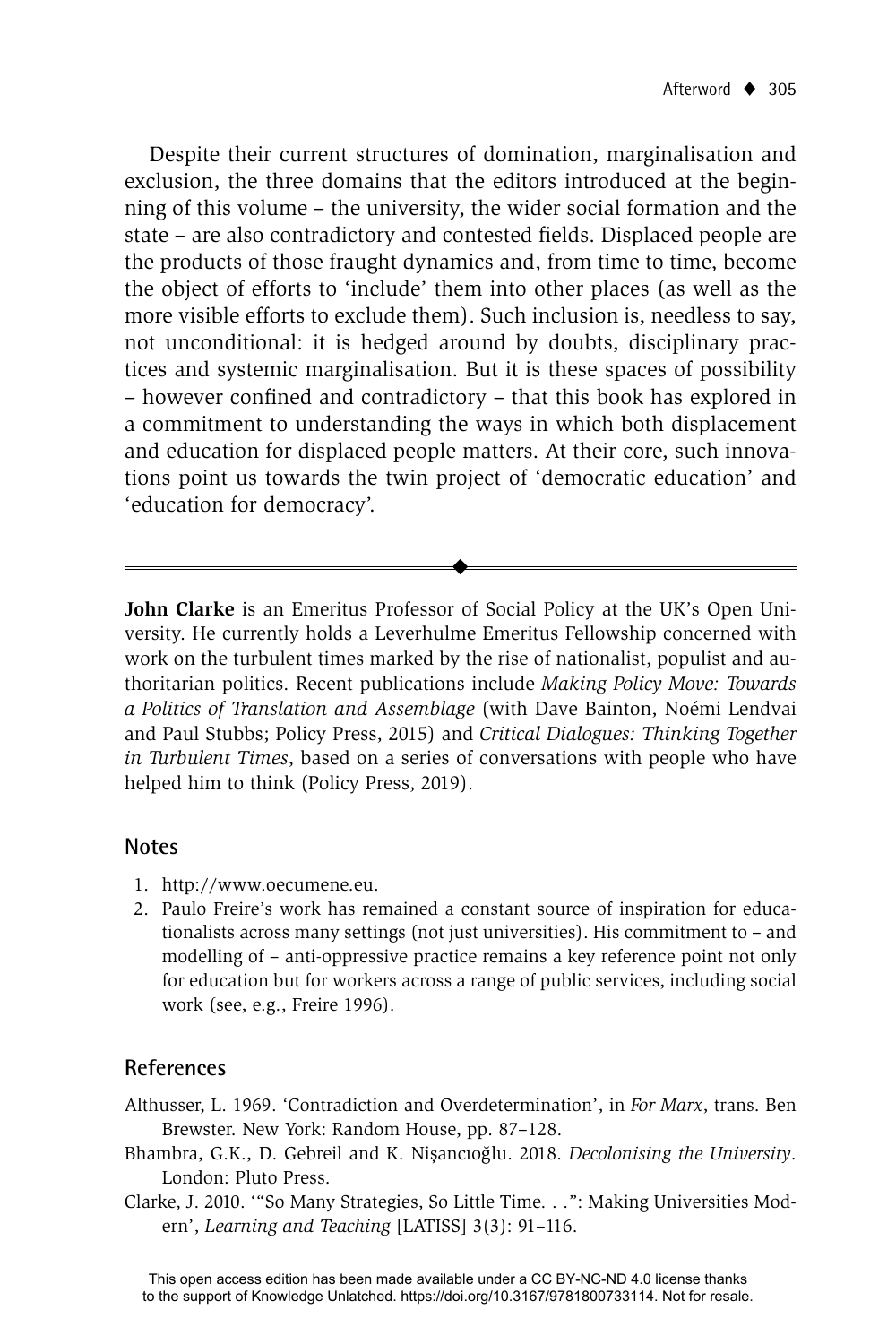Despite their current structures of domination, marginalisation and exclusion, the three domains that the editors introduced at the beginning of this volume – the university, the wider social formation and the state – are also contradictory and contested fields. Displaced people are the products of those fraught dynamics and, from time to time, become the object of efforts to 'include' them into other places (as well as the more visible efforts to exclude them). Such inclusion is, needless to say, not unconditional: it is hedged around by doubts, disciplinary practices and systemic marginalisation. But it is these spaces of possibility – however confined and contradictory – that this book has explored in a commitment to understanding the ways in which both displacement and education for displaced people matters. At their core, such innovations point us towards the twin project of 'democratic education' and 'education for democracy'.

---

**John Clarke** is an Emeritus Professor of Social Policy at the UK's Open University. He currently holds a Leverhulme Emeritus Fellowship concerned with work on the turbulent times marked by the rise of nationalist, populist and authoritarian politics. Recent publications include *Making Policy Move: Towards a Politics of Translation and Assemblage* (with Dave Bainton, Noémi Lendvai and Paul Stubbs; Policy Press, 2015) and *Critical Dialogues: Thinking Together in Turbulent Times*, based on a series of conversations with people who have helped him to think (Policy Press, 2019).

## Notes

1. http://www.oecumene.eu.
2. Paulo Freire's work has remained a constant source of inspiration for educationalists across many settings (not just universities). His commitment to – and modelling of – anti-oppressive practice remains a key reference point not only for education but for workers across a range of public services, including social work (see, e.g., Freire 1996).

## References

Althusser, L. 1969. 'Contradiction and Overdetermination', in *For Marx*, trans. Ben Brewster. New York: Random House, pp. 87–128.

Bhambra, G.K., D. Gebreil and K. Nişancıoğlu. 2018. *Decolonising the University*. London: Pluto Press.

Clarke, J. 2010. '"So Many Strategies, So Little Time. . .": Making Universities Modern', *Learning and Teaching* [LATISS] 3(3): 91–116.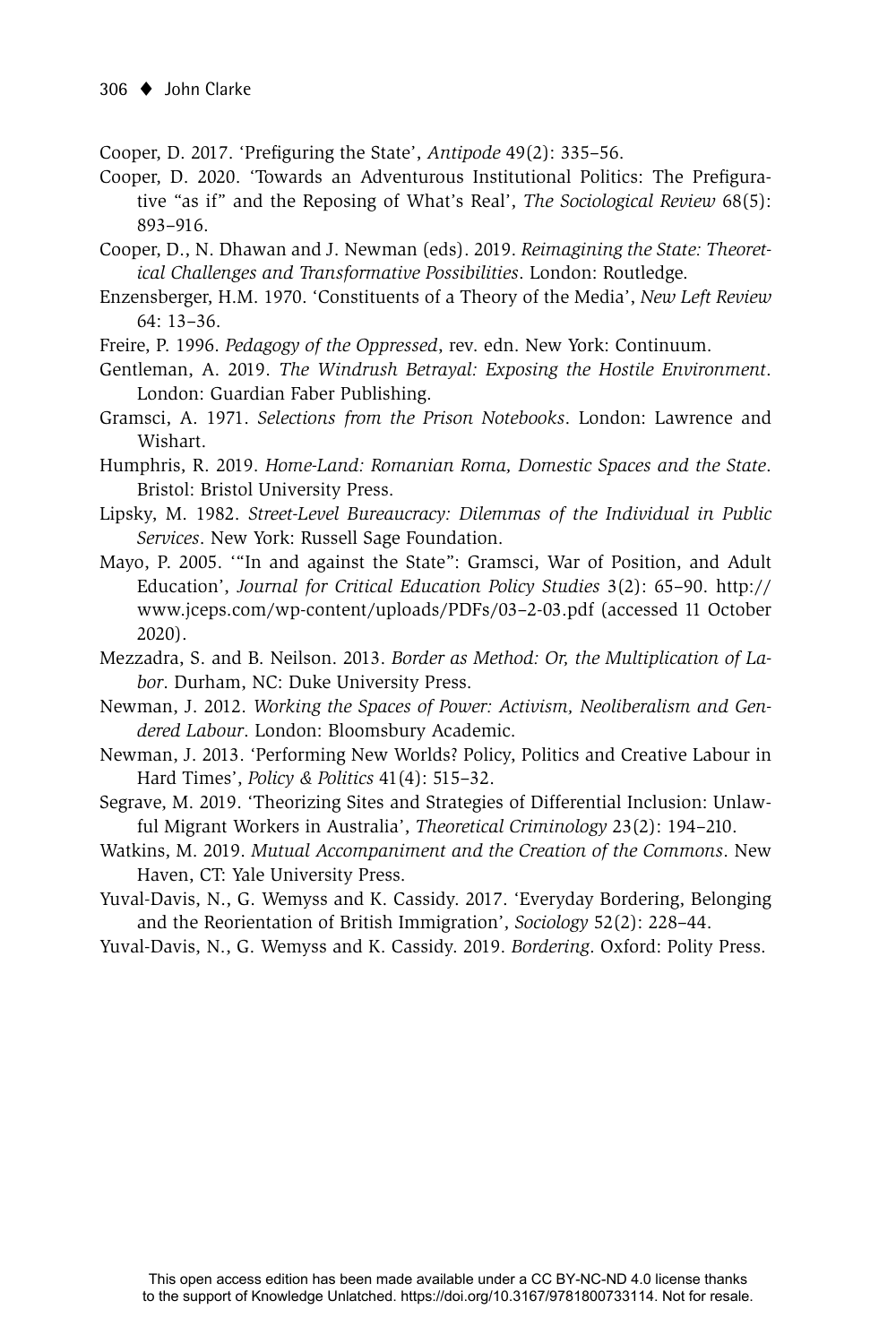Cooper, D. 2017. 'Prefiguring the State', *Antipode* 49(2): 335–56.

Cooper, D. 2020. 'Towards an Adventurous Institutional Politics: The Prefigurative "as if" and the Reposing of What's Real', *The Sociological Review* 68(5): 893–916.

Cooper, D., N. Dhawan and J. Newman (eds). 2019. *Reimagining the State: Theoretical Challenges and Transformative Possibilities*. London: Routledge.

Enzensberger, H.M. 1970. 'Constituents of a Theory of the Media', *New Left Review* 64: 13–36.

Freire, P. 1996. *Pedagogy of the Oppressed*, rev. edn. New York: Continuum.

Gentleman, A. 2019. *The Windrush Betrayal: Exposing the Hostile Environment*. London: Guardian Faber Publishing.

Gramsci, A. 1971. *Selections from the Prison Notebooks*. London: Lawrence and Wishart.

Humphris, R. 2019. *Home-Land: Romanian Roma, Domestic Spaces and the State*. Bristol: Bristol University Press.

Lipsky, M. 1982. *Street-Level Bureaucracy: Dilemmas of the Individual in Public Services*. New York: Russell Sage Foundation.

Mayo, P. 2005. '"In and against the State": Gramsci, War of Position, and Adult Education', *Journal for Critical Education Policy Studies* 3(2): 65–90. http://www.jceps.com/wp-content/uploads/PDFs/03-2-03.pdf (accessed 11 October 2020).

Mezzadra, S. and B. Neilson. 2013. *Border as Method: Or, the Multiplication of Labor*. Durham, NC: Duke University Press.

Newman, J. 2012. *Working the Spaces of Power: Activism, Neoliberalism and Gendered Labour*. London: Bloomsbury Academic.

Newman, J. 2013. 'Performing New Worlds? Policy, Politics and Creative Labour in Hard Times', *Policy & Politics* 41(4): 515–32.

Segrave, M. 2019. 'Theorizing Sites and Strategies of Differential Inclusion: Unlawful Migrant Workers in Australia', *Theoretical Criminology* 23(2): 194–210.

Watkins, M. 2019. *Mutual Accompaniment and the Creation of the Commons*. New Haven, CT: Yale University Press.

Yuval-Davis, N., G. Wemyss and K. Cassidy. 2017. 'Everyday Bordering, Belonging and the Reorientation of British Immigration', *Sociology* 52(2): 228–44.

Yuval-Davis, N., G. Wemyss and K. Cassidy. 2019. *Bordering*. Oxford: Polity Press.

This open access edition has been made available under a CC BY-NC-ND 4.0 license thanks to the support of Knowledge Unlatched. https://doi.org/10.3167/9781800733114. Not for resale.